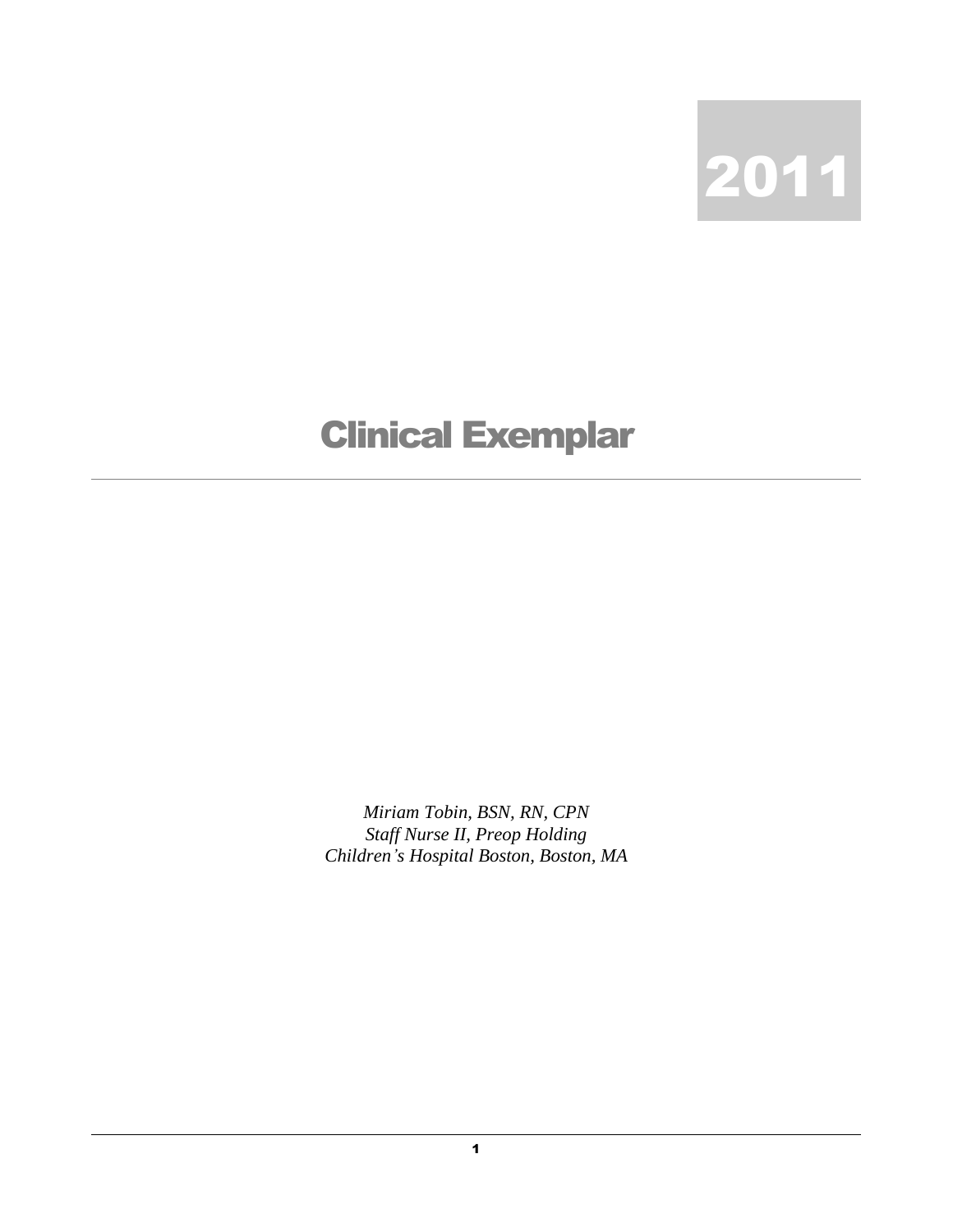2011

# Clinical Exemplar

---

*Miriam Tobin, BSN, RN, CPN*
*Staff Nurse II, Preop Holding*
*Children's Hospital Boston, Boston, MA*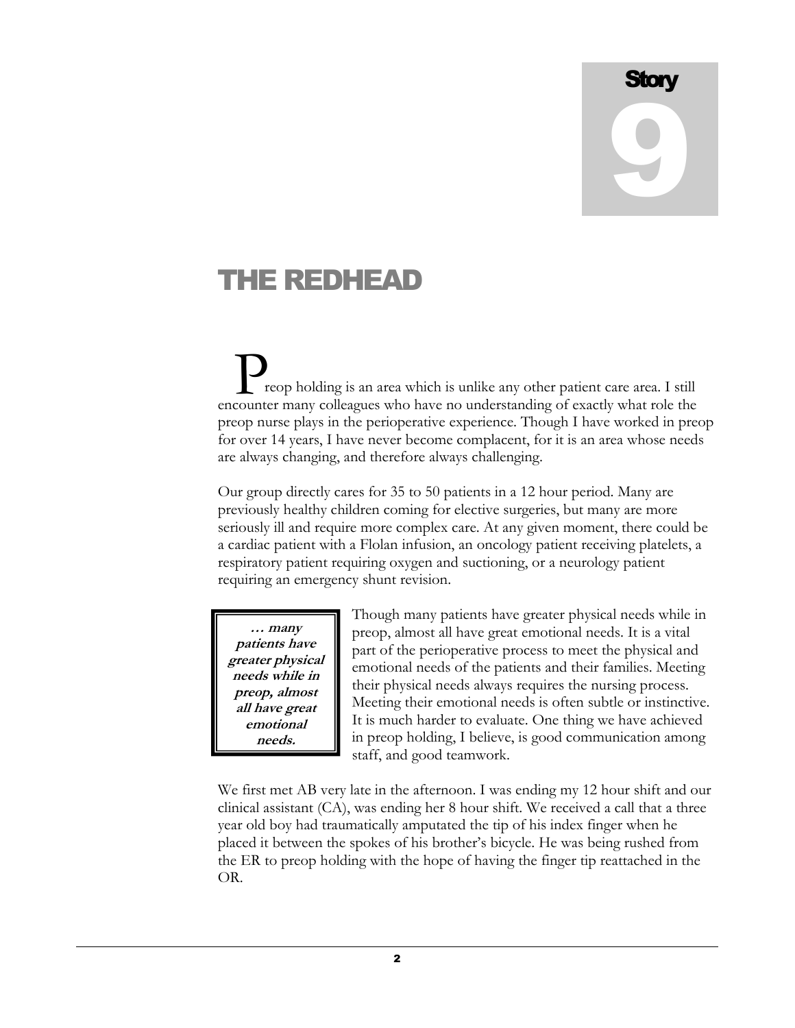Story 9

# THE REDHEAD

Preop holding is an area which is unlike any other patient care area. I still encounter many colleagues who have no understanding of exactly what role the preop nurse plays in the perioperative experience. Though I have worked in preop for over 14 years, I have never become complacent, for it is an area whose needs are always changing, and therefore always challenging.

Our group directly cares for 35 to 50 patients in a 12 hour period. Many are previously healthy children coming for elective surgeries, but many are more seriously ill and require more complex care. At any given moment, there could be a cardiac patient with a Flolan infusion, an oncology patient receiving platelets, a respiratory patient requiring oxygen and suctioning, or a neurology patient requiring an emergency shunt revision.

> ***… many patients have greater physical needs while in preop, almost all have great emotional needs.***

Though many patients have greater physical needs while in preop, almost all have great emotional needs. It is a vital part of the perioperative process to meet the physical and emotional needs of the patients and their families. Meeting their physical needs always requires the nursing process. Meeting their emotional needs is often subtle or instinctive. It is much harder to evaluate. One thing we have achieved in preop holding, I believe, is good communication among staff, and good teamwork.

We first met AB very late in the afternoon. I was ending my 12 hour shift and our clinical assistant (CA), was ending her 8 hour shift. We received a call that a three year old boy had traumatically amputated the tip of his index finger when he placed it between the spokes of his brother's bicycle. He was being rushed from the ER to preop holding with the hope of having the finger tip reattached in the OR.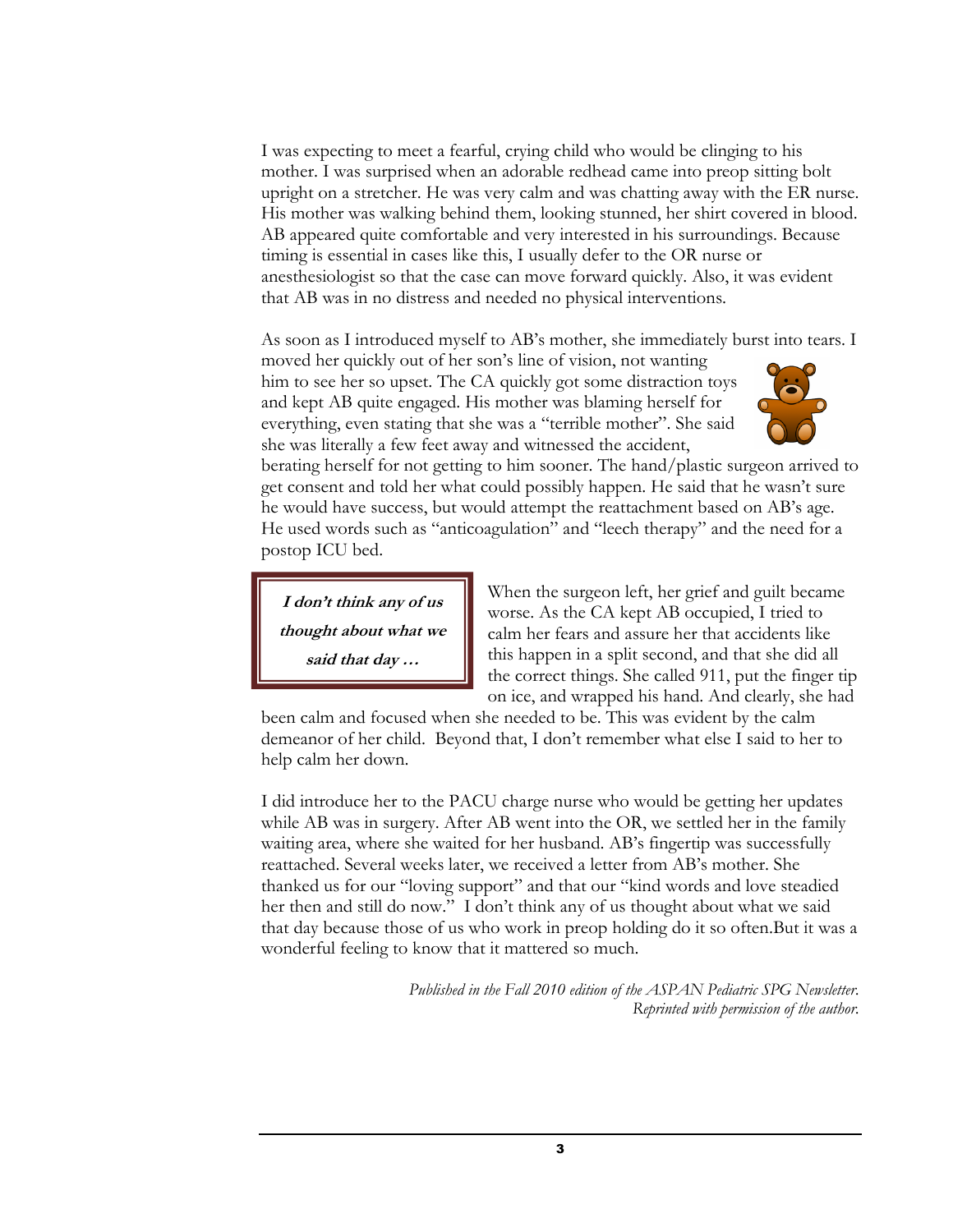I was expecting to meet a fearful, crying child who would be clinging to his mother. I was surprised when an adorable redhead came into preop sitting bolt upright on a stretcher. He was very calm and was chatting away with the ER nurse. His mother was walking behind them, looking stunned, her shirt covered in blood. AB appeared quite comfortable and very interested in his surroundings. Because timing is essential in cases like this, I usually defer to the OR nurse or anesthesiologist so that the case can move forward quickly. Also, it was evident that AB was in no distress and needed no physical interventions.

As soon as I introduced myself to AB's mother, she immediately burst into tears. I moved her quickly out of her son's line of vision, not wanting him to see her so upset. The CA quickly got some distraction toys and kept AB quite engaged. His mother was blaming herself for everything, even stating that she was a "terrible mother". She said she was literally a few feet away and witnessed the accident, berating herself for not getting to him sooner. The hand/plastic surgeon arrived to get consent and told her what could possibly happen. He said that he wasn't sure he would have success, but would attempt the reattachment based on AB's age. He used words such as "anticoagulation" and "leech therapy" and the need for a postop ICU bed.

> ***I don't think any of us thought about what we said that day …***

When the surgeon left, her grief and guilt became worse. As the CA kept AB occupied, I tried to calm her fears and assure her that accidents like this happen in a split second, and that she did all the correct things. She called 911, put the finger tip on ice, and wrapped his hand. And clearly, she had been calm and focused when she needed to be. This was evident by the calm demeanor of her child. Beyond that, I don't remember what else I said to her to help calm her down.

I did introduce her to the PACU charge nurse who would be getting her updates while AB was in surgery. After AB went into the OR, we settled her in the family waiting area, where she waited for her husband. AB's fingertip was successfully reattached. Several weeks later, we received a letter from AB's mother. She thanked us for our "loving support" and that our "kind words and love steadied her then and still do now." I don't think any of us thought about what we said that day because those of us who work in preop holding do it so often.But it was a wonderful feeling to know that it mattered so much.

*Published in the Fall 2010 edition of the ASPAN Pediatric SPG Newsletter.*
*Reprinted with permission of the author.*